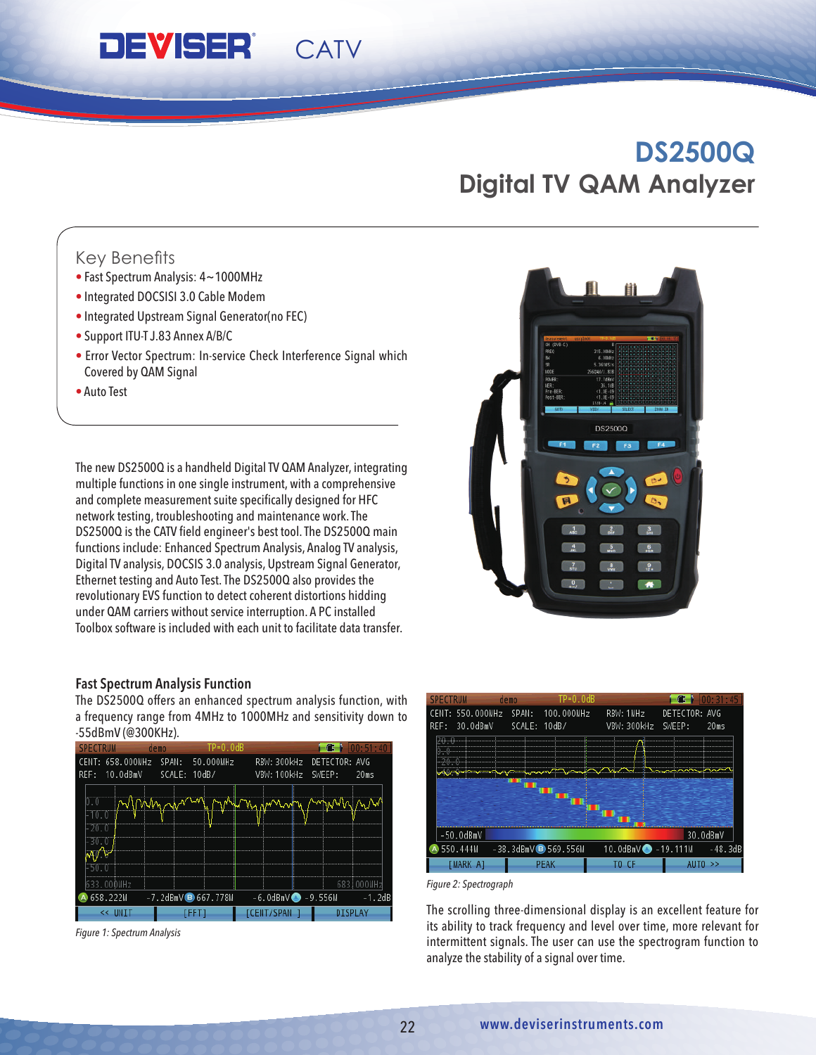DEVISER CATV

# DS2500Q

## Digital TV QAM Analyzer

### Key Benefits

- Fast Spectrum Analysis: 4~1000MHz
- Integrated DOCSISI 3.0 Cable Modem
- Integrated Upstream Signal Generator(no FEC)
- Support ITU-T J.83 Annex A/B/C
- Error Vector Spectrum: In-service Check Interference Signal which Covered by QAM Signal
- Auto Test

The new DS2500Q is a handheld Digital TV QAM Analyzer, integrating multiple functions in one single instrument, with a comprehensive and complete measurement suite specifically designed for HFC network testing, troubleshooting and maintenance work. The DS2500Q is the CATV field engineer's best tool. The DS2500Q main functions include: Enhanced Spectrum Analysis, Analog TV analysis, Digital TV analysis, DOCSIS 3.0 analysis, Upstream Signal Generator, Ethernet testing and Auto Test. The DS2500Q also provides the revolutionary EVS function to detect coherent distortions hidding under QAM carriers without service interruption. A PC installed Toolbox software is included with each unit to facilitate data transfer.

### Fast Spectrum Analysis Function

The DS2500Q offers an enhanced spectrum analysis function, with a frequency range from 4MHz to 1000MHz and sensitivity down to -55dBmV (@300KHz).

*Figure 1: Spectrum Analysis*

*Figure 2: Spectrograph*

The scrolling three-dimensional display is an excellent feature for its ability to track frequency and level over time, more relevant for intermittent signals. The user can use the spectrogram function to analyze the stability of a signal over time.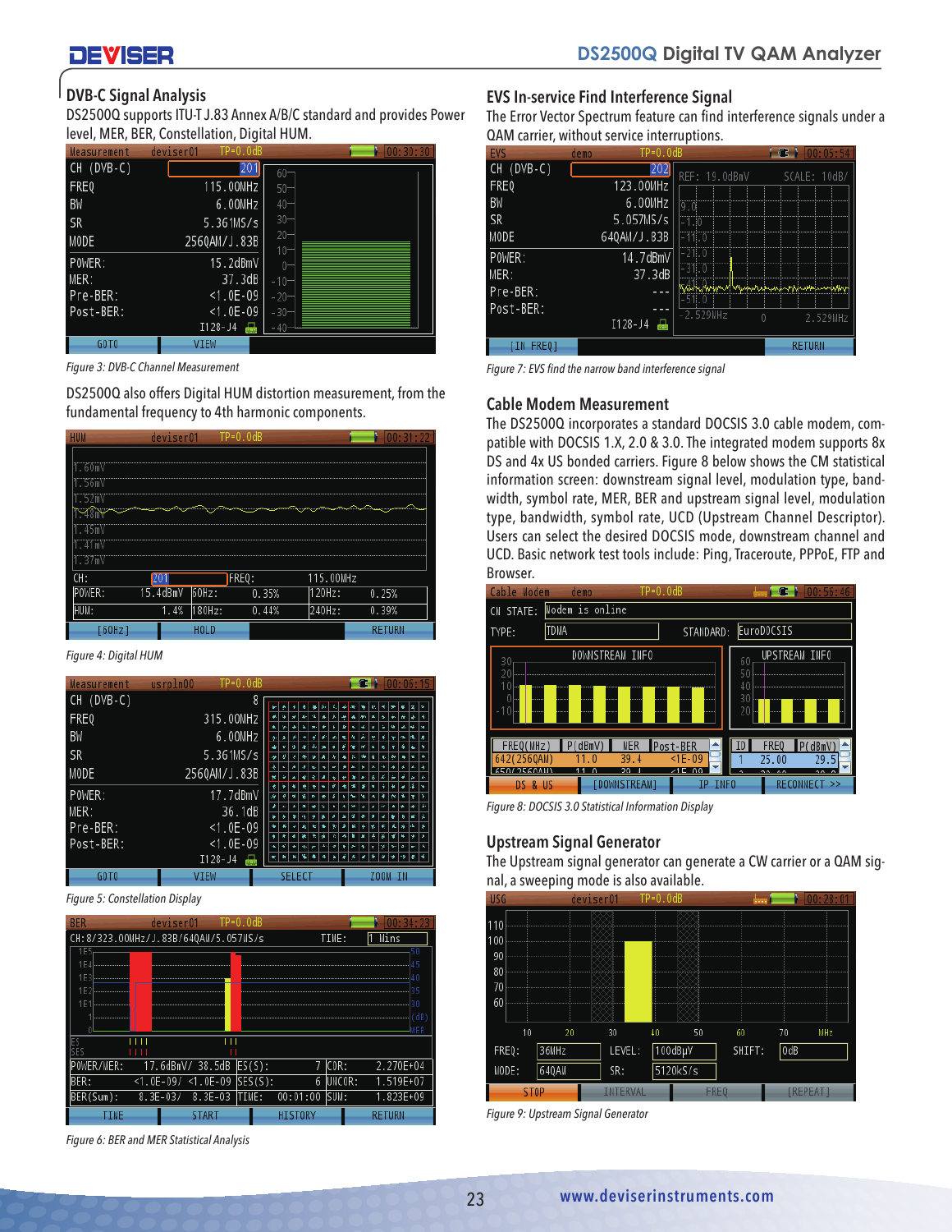## DVB-C Signal Analysis

DS2500Q supports ITU-T J.83 Annex A/B/C standard and provides Power level, MER, BER, Constellation, Digital HUM.

*Figure 3: DVB-C Channel Measurement*

DS2500Q also offers Digital HUM distortion measurement, from the fundamental frequency to 4th harmonic components.

*Figure 4: Digital HUM*

*Figure 5: Constellation Display*

*Figure 6: BER and MER Statistical Analysis*

## EVS In-service Find Interference Signal

The Error Vector Spectrum feature can find interference signals under a QAM carrier, without service interruptions.

*Figure 7: EVS find the narrow band interference signal*

## Cable Modem Measurement

The DS2500Q incorporates a standard DOCSIS 3.0 cable modem, compatible with DOCSIS 1.X, 2.0 & 3.0. The integrated modem supports 8x DS and 4x US bonded carriers. Figure 8 below shows the CM statistical information screen: downstream signal level, modulation type, bandwidth, symbol rate, MER, BER and upstream signal level, modulation type, bandwidth, symbol rate, UCD (Upstream Channel Descriptor). Users can select the desired DOCSIS mode, downstream channel and UCD. Basic network test tools include: Ping, Traceroute, PPPoE, FTP and Browser.

*Figure 8: DOCSIS 3.0 Statistical Information Display*

## Upstream Signal Generator

The Upstream signal generator can generate a CW carrier or a QAM signal, a sweeping mode is also available.

*Figure 9: Upstream Signal Generator*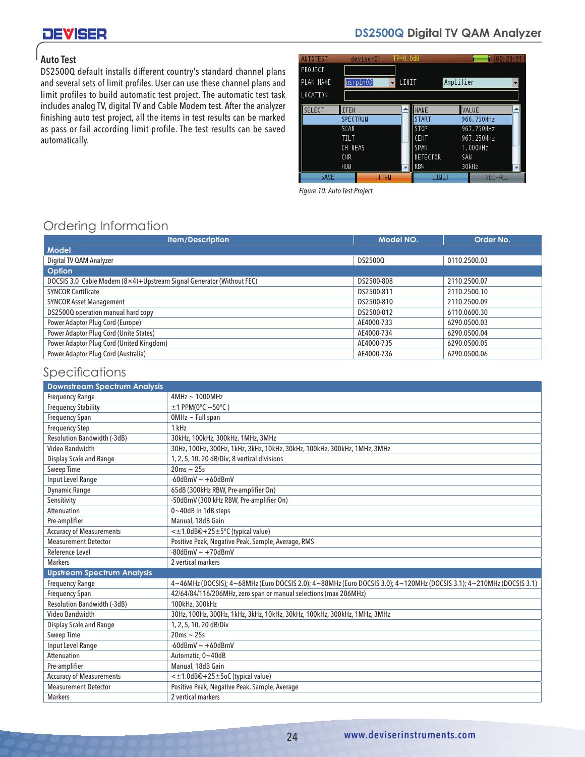## Auto Test

DS2500Q default installs different country's standard channel plans and several sets of limit profiles. User can use these channel plans and limit profiles to build automatic test project. The automatic test task includes analog TV, digital TV and Cable Modem test. After the analyzer finishing auto test project, all the items in test results can be marked as pass or fail according limit profile. The test results can be saved automatically.

*Figure 10: Auto Test Project*

## Ordering Information

| Item/Description | Model NO. | Order No. |
|---|---|---|
| **Model** | | |
| Digital TV QAM Analyzer | DS2500Q | 0110.2500.03 |
| **Option** | | |
| DOCSIS 3.0 Cable Modem (8×4)+Upstream Signal Generator (Without FEC) | DS2500-808 | 2110.2500.07 |
| SYNCOR Certificate | DS2500-811 | 2110.2500.10 |
| SYNCOR Asset Management | DS2500-810 | 2110.2500.09 |
| DS2500Q operation manual hard copy | DS2500-012 | 6110.0600.30 |
| Power Adaptor Plug Cord (Europe) | AE4000-733 | 6290.0500.03 |
| Power Adaptor Plug Cord (Unite States) | AE4000-734 | 6290.0500.04 |
| Power Adaptor Plug Cord (United Kingdom) | AE4000-735 | 6290.0500.05 |
| Power Adaptor Plug Cord (Australia) | AE4000-736 | 6290.0500.06 |

## Specifications

| Downstream Spectrum Analysis | |
|---|---|
| Frequency Range | 4MHz ~ 1000MHz |
| Frequency Stability | ±1 PPM(0°C ~50°C ) |
| Frequency Span | 0MHz ~ Full span |
| Frequency Step | 1 kHz |
| Resolution Bandwidth (-3dB) | 30kHz, 100kHz, 300kHz, 1MHz, 3MHz |
| Video Bandwidth | 30Hz, 100Hz, 300Hz, 1kHz, 3kHz, 10kHz, 30kHz, 100kHz, 300kHz, 1MHz, 3MHz |
| Display Scale and Range | 1, 2, 5, 10, 20 dB/Div; 8 vertical divisions |
| Sweep Time | 20ms ~ 25s |
| Input Level Range | -60dBmV ~ +60dBmV |
| Dynamic Range | 65dB (300kHz RBW, Pre-amplifier On) |
| Sensitivity | -50dBmV (300 kHz RBW, Pre-amplifier On) |
| Attenuation | 0~40dB in 1dB steps |
| Pre-amplifier | Manual, 18dB Gain |
| Accuracy of Measurements | <±1.0dB@+25±5°C (typical value) |
| Measurement Detector | Positive Peak, Negative Peak, Sample, Average, RMS |
| Reference Level | -80dBmV ~ +70dBmV |
| Markers | 2 vertical markers |
| **Upstream Spectrum Analysis** | |
| Frequency Range | 4~46MHz (DOCSIS); 4~68MHz (Euro DOCSIS 2.0); 4~88MHz (Euro DOCSIS 3.0); 4~120MHz (DOCSIS 3.1); 4~210MHz (DOCSIS 3.1) |
| Frequency Span | 42/64/84/116/206MHz, zero span or manual selections (max 206MHz) |
| Resolution Bandwidth (-3dB) | 100kHz, 300kHz |
| Video Bandwidth | 30Hz, 100Hz, 300Hz, 1kHz, 3kHz, 10kHz, 30kHz, 100kHz, 300kHz, 1MHz, 3MHz |
| Display Scale and Range | 1, 2, 5, 10, 20 dB/Div |
| Sweep Time | 20ms ~ 25s |
| Input Level Range | -60dBmV ~ +60dBmV |
| Attenuation | Automatic, 0~40dB |
| Pre-amplifier | Manual, 18dB Gain |
| Accuracy of Measurements | <±1.0dB@+25±5oC (typical value) |
| Measurement Detector | Positive Peak, Negative Peak, Sample, Average |
| Markers | 2 vertical markers |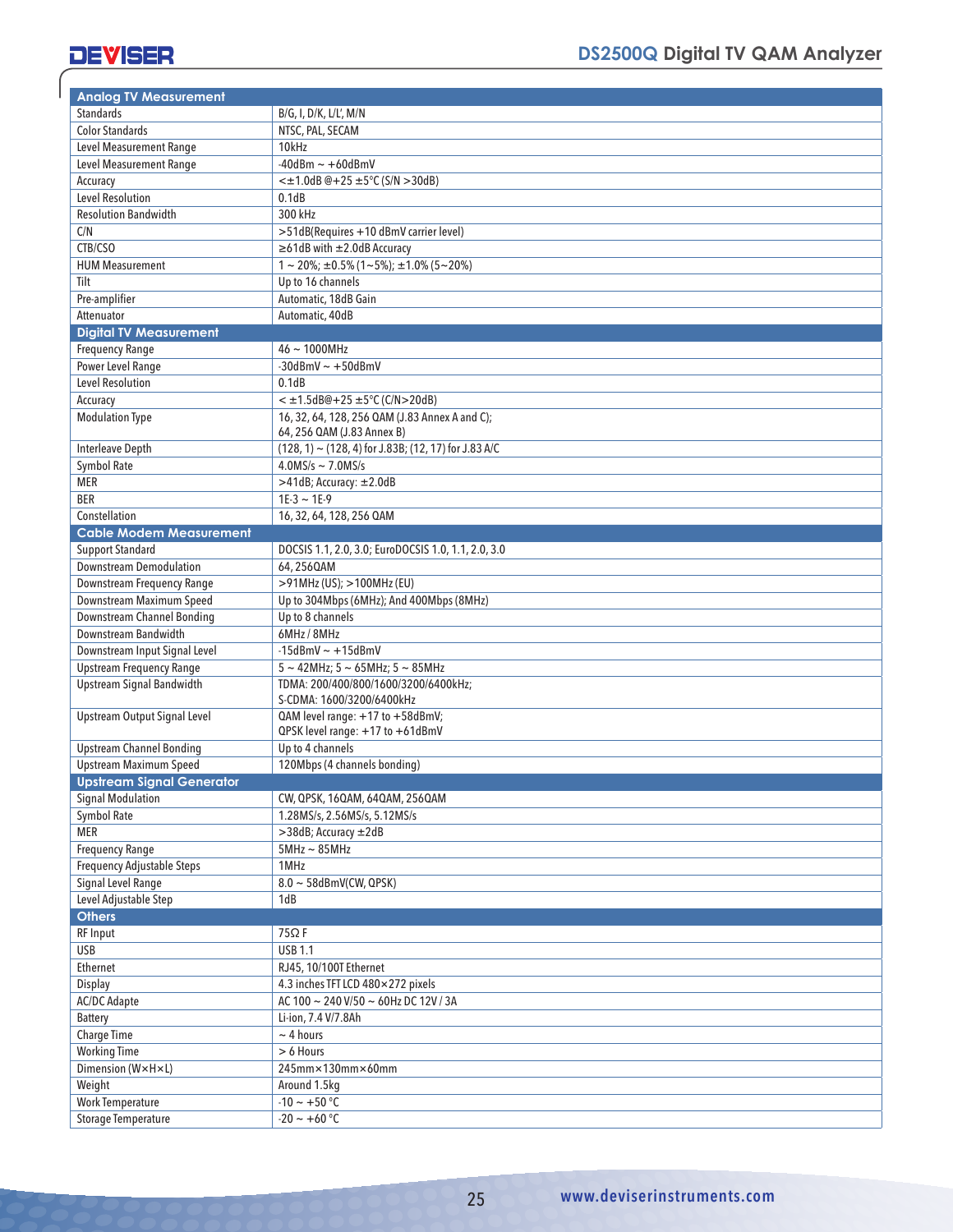| | |
|---|---|
| **Analog TV Measurement** | |
| Standards | B/G, I, D/K, L/L', M/N |
| Color Standards | NTSC, PAL, SECAM |
| Level Measurement Range | 10kHz |
| Level Measurement Range | -40dBm ~ +60dBmV |
| Accuracy | <±1.0dB @+25 ±5°C (S/N >30dB) |
| Level Resolution | 0.1dB |
| Resolution Bandwidth | 300 kHz |
| C/N | >51dB(Requires +10 dBmV carrier level) |
| CTB/CSO | ≥61dB with ±2.0dB Accuracy |
| HUM Measurement | 1 ~ 20%; ±0.5% (1~5%); ±1.0% (5~20%) |
| Tilt | Up to 16 channels |
| Pre-amplifier | Automatic, 18dB Gain |
| Attenuator | Automatic, 40dB |
| **Digital TV Measurement** | |
| Frequency Range | 46 ~ 1000MHz |
| Power Level Range | -30dBmV ~ +50dBmV |
| Level Resolution | 0.1dB |
| Accuracy | < ±1.5dB@+25 ±5°C (C/N>20dB) |
| Modulation Type | 16, 32, 64, 128, 256 QAM (J.83 Annex A and C); 64, 256 QAM (J.83 Annex B) |
| Interleave Depth | (128, 1) ~ (128, 4) for J.83B; (12, 17) for J.83 A/C |
| Symbol Rate | 4.0MS/s ~ 7.0MS/s |
| MER | >41dB; Accuracy: ±2.0dB |
| BER | 1E-3 ~ 1E-9 |
| Constellation | 16, 32, 64, 128, 256 QAM |
| **Cable Modem Measurement** | |
| Support Standard | DOCSIS 1.1, 2.0, 3.0; EuroDOCSIS 1.0, 1.1, 2.0, 3.0 |
| Downstream Demodulation | 64, 256QAM |
| Downstream Frequency Range | >91MHz (US); >100MHz (EU) |
| Downstream Maximum Speed | Up to 304Mbps (6MHz); And 400Mbps (8MHz) |
| Downstream Channel Bonding | Up to 8 channels |
| Downstream Bandwidth | 6MHz / 8MHz |
| Downstream Input Signal Level | -15dBmV ~ +15dBmV |
| Upstream Frequency Range | 5 ~ 42MHz; 5 ~ 65MHz; 5 ~ 85MHz |
| Upstream Signal Bandwidth | TDMA: 200/400/800/1600/3200/6400kHz; S-CDMA: 1600/3200/6400kHz |
| Upstream Output Signal Level | QAM level range: +17 to +58dBmV; QPSK level range: +17 to +61dBmV |
| Upstream Channel Bonding | Up to 4 channels |
| Upstream Maximum Speed | 120Mbps (4 channels bonding) |
| **Upstream Signal Generator** | |
| Signal Modulation | CW, QPSK, 16QAM, 64QAM, 256QAM |
| Symbol Rate | 1.28MS/s, 2.56MS/s, 5.12MS/s |
| MER | >38dB; Accuracy ±2dB |
| Frequency Range | 5MHz ~ 85MHz |
| Frequency Adjustable Steps | 1MHz |
| Signal Level Range | 8.0 ~ 58dBmV(CW, QPSK) |
| Level Adjustable Step | 1dB |
| **Others** | |
| RF Input | 75Ω F |
| USB | USB 1.1 |
| Ethernet | RJ45, 10/100T Ethernet |
| Display | 4.3 inches TFT LCD 480×272 pixels |
| AC/DC Adapte | AC 100 ~ 240 V/50 ~ 60Hz DC 12V / 3A |
| Battery | Li-ion, 7.4 V/7.8Ah |
| Charge Time | ~ 4 hours |
| Working Time | > 6 Hours |
| Dimension (W×H×L) | 245mm×130mm×60mm |
| Weight | Around 1.5kg |
| Work Temperature | -10 ~ +50 °C |
| Storage Temperature | -20 ~ +60 °C |